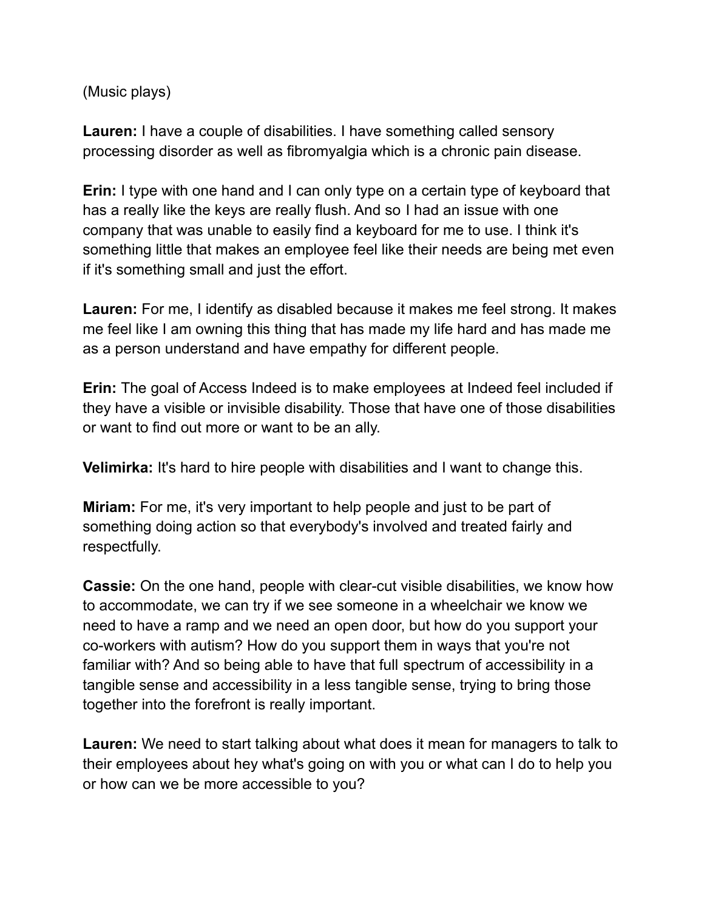(Music plays)

**Lauren:** I have a couple of disabilities. I have something called sensory processing disorder as well as fibromyalgia which is a chronic pain disease.

**Erin:** I type with one hand and I can only type on a certain type of keyboard that has a really like the keys are really flush. And so I had an issue with one company that was unable to easily find a keyboard for me to use. I think it's something little that makes an employee feel like their needs are being met even if it's something small and just the effort.

**Lauren:** For me, I identify as disabled because it makes me feel strong. It makes me feel like I am owning this thing that has made my life hard and has made me as a person understand and have empathy for different people.

**Erin:** The goal of Access Indeed is to make employees at Indeed feel included if they have a visible or invisible disability. Those that have one of those disabilities or want to find out more or want to be an ally.

**Velimirka:** It's hard to hire people with disabilities and I want to change this.

**Miriam:** For me, it's very important to help people and just to be part of something doing action so that everybody's involved and treated fairly and respectfully.

**Cassie:** On the one hand, people with clear-cut visible disabilities, we know how to accommodate, we can try if we see someone in a wheelchair we know we need to have a ramp and we need an open door, but how do you support your co-workers with autism? How do you support them in ways that you're not familiar with? And so being able to have that full spectrum of accessibility in a tangible sense and accessibility in a less tangible sense, trying to bring those together into the forefront is really important.

**Lauren:** We need to start talking about what does it mean for managers to talk to their employees about hey what's going on with you or what can I do to help you or how can we be more accessible to you?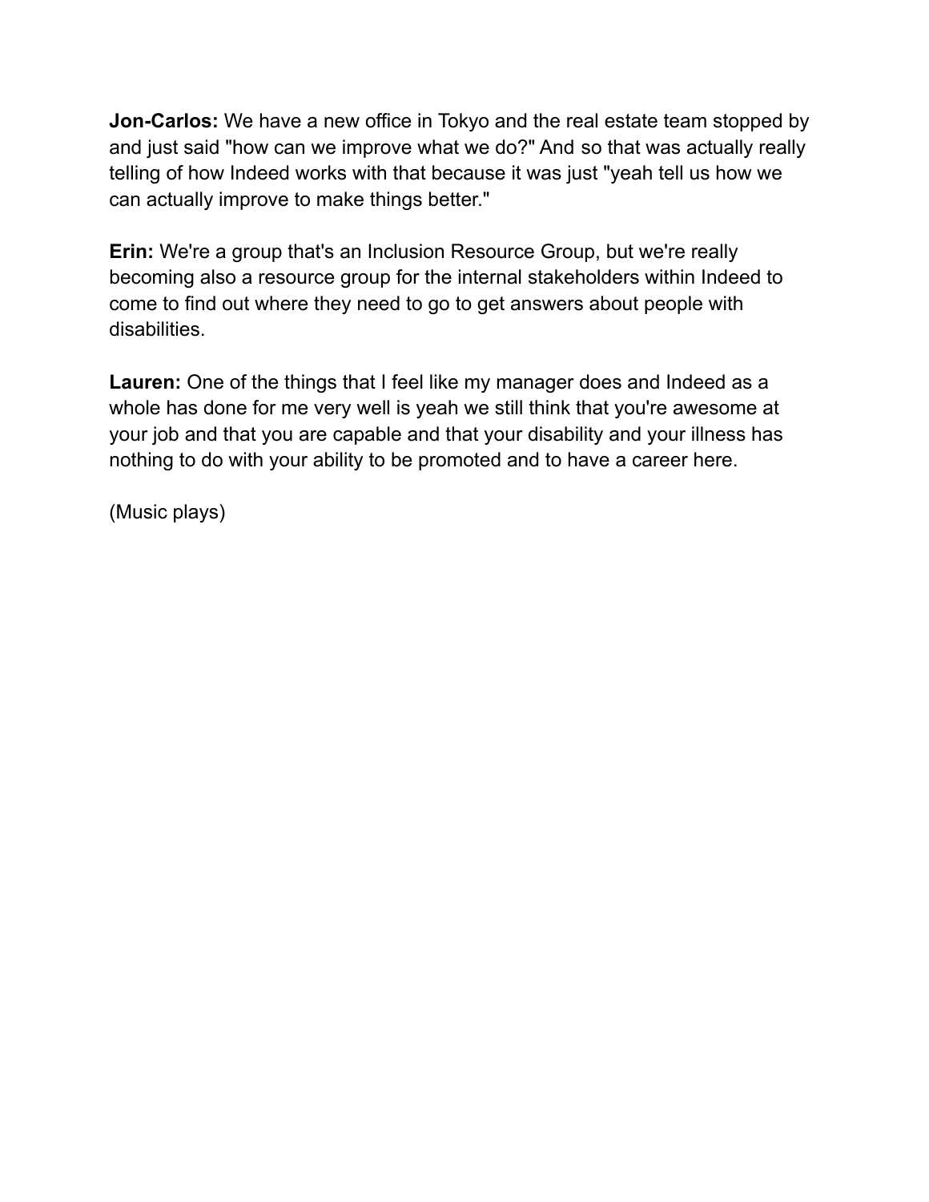**Jon-Carlos:** We have a new office in Tokyo and the real estate team stopped by and just said "how can we improve what we do?" And so that was actually really telling of how Indeed works with that because it was just "yeah tell us how we can actually improve to make things better."

**Erin:** We're a group that's an Inclusion Resource Group, but we're really becoming also a resource group for the internal stakeholders within Indeed to come to find out where they need to go to get answers about people with disabilities.

**Lauren:** One of the things that I feel like my manager does and Indeed as a whole has done for me very well is yeah we still think that you're awesome at your job and that you are capable and that your disability and your illness has nothing to do with your ability to be promoted and to have a career here.

(Music plays)